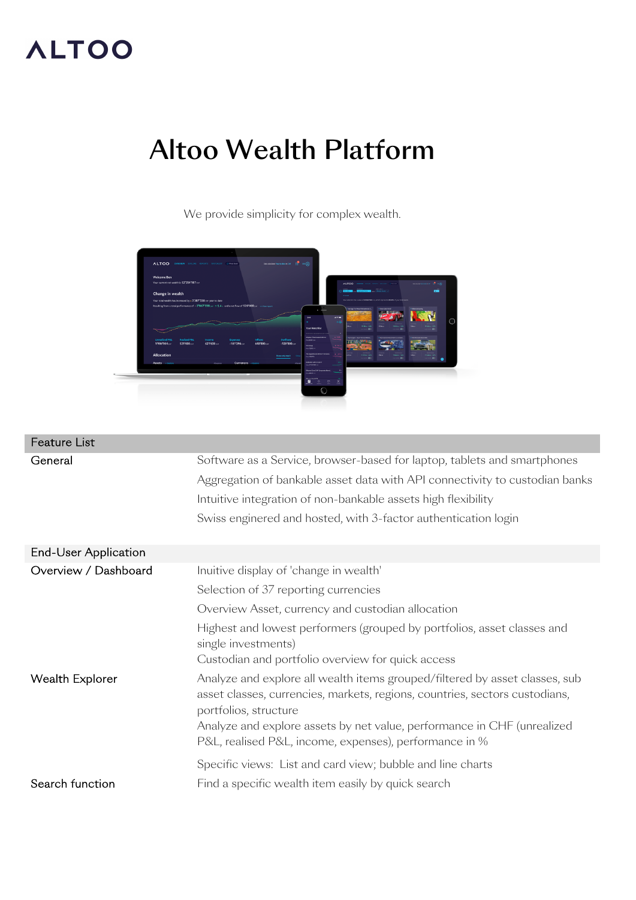ALTOO

# Altoo Wealth Platform

We provide simplicity for complex wealth.

| Feature List | |
|---|---|
| General | Software as a Service, browser-based for laptop, tablets and smartphones |
| | Aggregation of bankable asset data with API connectivity to custodian banks |
| | Intuitive integration of non-bankable assets high flexibility |
| | Swiss enginered and hosted, with 3-factor authentication login |
| End-User Application | |
| Overview / Dashboard | Inuitive display of 'change in wealth' |
| | Selection of 37 reporting currencies |
| | Overview Asset, currency and custodian allocation |
| | Highest and lowest performers (grouped by portfolios, asset classes and single investments) |
| | Custodian and portfolio overview for quick access |
| Wealth Explorer | Analyze and explore all wealth items grouped/filtered by asset classes, sub asset classes, currencies, markets, regions, countries, sectors custodians, portfolios, structure |
| | Analyze and explore assets by net value, performance in CHF (unrealized P&L, realised P&L, income, expenses), performance in % |
| | Specific views: List and card view; bubble and line charts |
| Search function | Find a specific wealth item easily by quick search |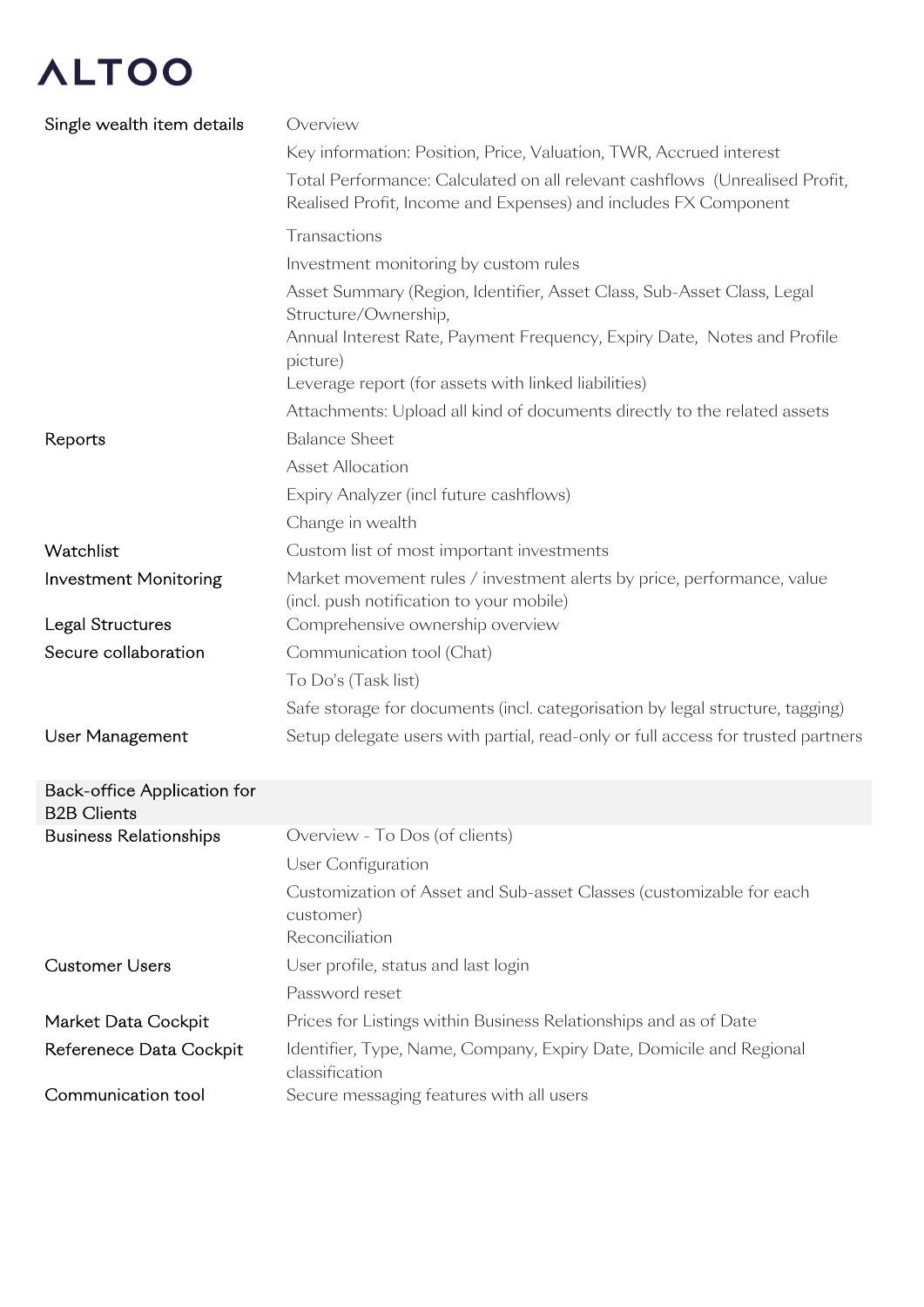# ALTOO

| | |
|---|---|
| Single wealth item details | Overview |
| | Key information: Position, Price, Valuation, TWR, Accrued interest |
| | Total Performance: Calculated on all relevant cashflows (Unrealised Profit, Realised Profit, Income and Expenses) and includes FX Component |
| | Transactions |
| | Investment monitoring by custom rules |
| | Asset Summary (Region, Identifier, Asset Class, Sub-Asset Class, Legal Structure/Ownership, Annual Interest Rate, Payment Frequency, Expiry Date, Notes and Profile picture) Leverage report (for assets with linked liabilities) |
| | Attachments: Upload all kind of documents directly to the related assets |
| Reports | Balance Sheet |
| | Asset Allocation |
| | Expiry Analyzer (incl future cashflows) |
| | Change in wealth |
| Watchlist | Custom list of most important investments |
| Investment Monitoring | Market movement rules / investment alerts by price, performance, value (incl. push notification to your mobile) |
| Legal Structures | Comprehensive ownership overview |
| Secure collaboration | Communication tool (Chat) |
| | To Do's (Task list) |
| | Safe storage for documents (incl. categorisation by legal structure, tagging) |
| User Management | Setup delegate users with partial, read-only or full access for trusted partners |

| | |
|---|---|
| **Back-office Application for B2B Clients** | |
| Business Relationships | Overview - To Dos (of clients) |
| | User Configuration |
| | Customization of Asset and Sub-asset Classes (customizable for each customer) Reconciliation |
| Customer Users | User profile, status and last login |
| | Password reset |
| Market Data Cockpit | Prices for Listings within Business Relationships and as of Date |
| Referenece Data Cockpit | Identifier, Type, Name, Company, Expiry Date, Domicile and Regional classification |
| Communication tool | Secure messaging features with all users |